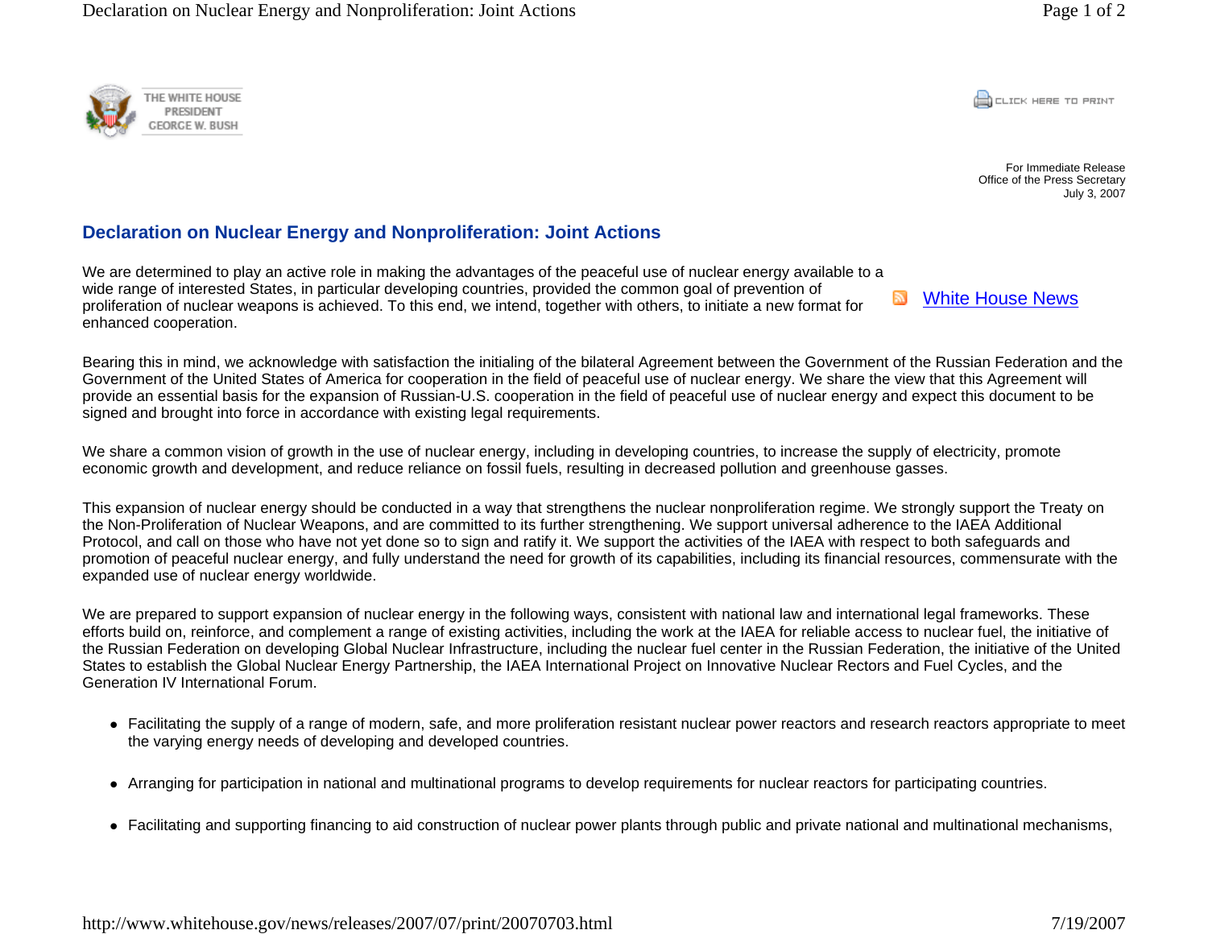THE WHITE HOUSE
PRESIDENT
GEORGE W. BUSH

CLICK HERE TO PRINT

For Immediate Release
Office of the Press Secretary
July 3, 2007

## Declaration on Nuclear Energy and Nonproliferation: Joint Actions

White House News

We are determined to play an active role in making the advantages of the peaceful use of nuclear energy available to a wide range of interested States, in particular developing countries, provided the common goal of prevention of proliferation of nuclear weapons is achieved. To this end, we intend, together with others, to initiate a new format for enhanced cooperation.

Bearing this in mind, we acknowledge with satisfaction the initialing of the bilateral Agreement between the Government of the Russian Federation and the Government of the United States of America for cooperation in the field of peaceful use of nuclear energy. We share the view that this Agreement will provide an essential basis for the expansion of Russian-U.S. cooperation in the field of peaceful use of nuclear energy and expect this document to be signed and brought into force in accordance with existing legal requirements.

We share a common vision of growth in the use of nuclear energy, including in developing countries, to increase the supply of electricity, promote economic growth and development, and reduce reliance on fossil fuels, resulting in decreased pollution and greenhouse gasses.

This expansion of nuclear energy should be conducted in a way that strengthens the nuclear nonproliferation regime. We strongly support the Treaty on the Non-Proliferation of Nuclear Weapons, and are committed to its further strengthening. We support universal adherence to the IAEA Additional Protocol, and call on those who have not yet done so to sign and ratify it. We support the activities of the IAEA with respect to both safeguards and promotion of peaceful nuclear energy, and fully understand the need for growth of its capabilities, including its financial resources, commensurate with the expanded use of nuclear energy worldwide.

We are prepared to support expansion of nuclear energy in the following ways, consistent with national law and international legal frameworks. These efforts build on, reinforce, and complement a range of existing activities, including the work at the IAEA for reliable access to nuclear fuel, the initiative of the Russian Federation on developing Global Nuclear Infrastructure, including the nuclear fuel center in the Russian Federation, the initiative of the United States to establish the Global Nuclear Energy Partnership, the IAEA International Project on Innovative Nuclear Rectors and Fuel Cycles, and the Generation IV International Forum.

- Facilitating the supply of a range of modern, safe, and more proliferation resistant nuclear power reactors and research reactors appropriate to meet the varying energy needs of developing and developed countries.
- Arranging for participation in national and multinational programs to develop requirements for nuclear reactors for participating countries.
- Facilitating and supporting financing to aid construction of nuclear power plants through public and private national and multinational mechanisms,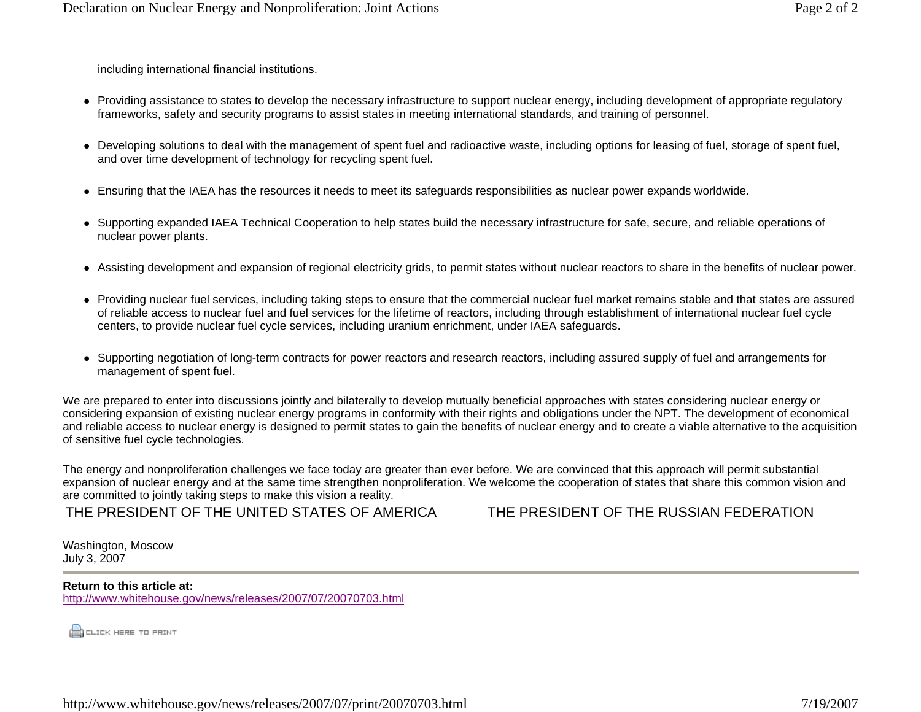including international financial institutions.

- Providing assistance to states to develop the necessary infrastructure to support nuclear energy, including development of appropriate regulatory frameworks, safety and security programs to assist states in meeting international standards, and training of personnel.

- Developing solutions to deal with the management of spent fuel and radioactive waste, including options for leasing of fuel, storage of spent fuel, and over time development of technology for recycling spent fuel.

- Ensuring that the IAEA has the resources it needs to meet its safeguards responsibilities as nuclear power expands worldwide.

- Supporting expanded IAEA Technical Cooperation to help states build the necessary infrastructure for safe, secure, and reliable operations of nuclear power plants.

- Assisting development and expansion of regional electricity grids, to permit states without nuclear reactors to share in the benefits of nuclear power.

- Providing nuclear fuel services, including taking steps to ensure that the commercial nuclear fuel market remains stable and that states are assured of reliable access to nuclear fuel and fuel services for the lifetime of reactors, including through establishment of international nuclear fuel cycle centers, to provide nuclear fuel cycle services, including uranium enrichment, under IAEA safeguards.

- Supporting negotiation of long-term contracts for power reactors and research reactors, including assured supply of fuel and arrangements for management of spent fuel.

We are prepared to enter into discussions jointly and bilaterally to develop mutually beneficial approaches with states considering nuclear energy or considering expansion of existing nuclear energy programs in conformity with their rights and obligations under the NPT. The development of economical and reliable access to nuclear energy is designed to permit states to gain the benefits of nuclear energy and to create a viable alternative to the acquisition of sensitive fuel cycle technologies.

The energy and nonproliferation challenges we face today are greater than ever before. We are convinced that this approach will permit substantial expansion of nuclear energy and at the same time strengthen nonproliferation. We welcome the cooperation of states that share this common vision and are committed to jointly taking steps to make this vision a reality.

THE PRESIDENT OF THE UNITED STATES OF AMERICA

THE PRESIDENT OF THE RUSSIAN FEDERATION

Washington, Moscow
July 3, 2007

**Return to this article at:**
http://www.whitehouse.gov/news/releases/2007/07/20070703.html

CLICK HERE TO PRINT